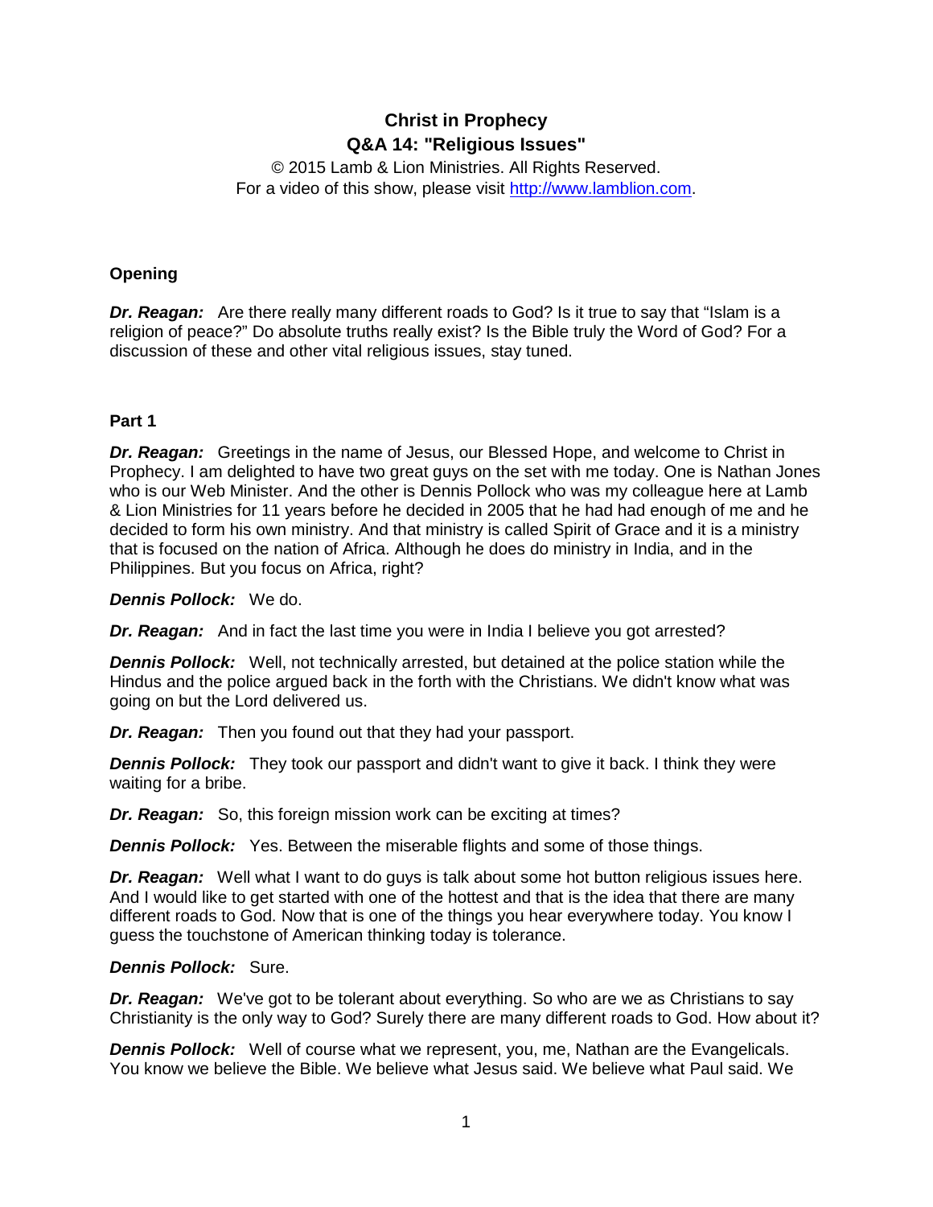# Christ in Prophecy
## Q&A 14: "Religious Issues"

© 2015 Lamb & Lion Ministries. All Rights Reserved.
For a video of this show, please visit http://www.lamblion.com.

### Opening

***Dr. Reagan:*** Are there really many different roads to God? Is it true to say that "Islam is a religion of peace?" Do absolute truths really exist? Is the Bible truly the Word of God? For a discussion of these and other vital religious issues, stay tuned.

### Part 1

***Dr. Reagan:*** Greetings in the name of Jesus, our Blessed Hope, and welcome to Christ in Prophecy. I am delighted to have two great guys on the set with me today. One is Nathan Jones who is our Web Minister. And the other is Dennis Pollock who was my colleague here at Lamb & Lion Ministries for 11 years before he decided in 2005 that he had had enough of me and he decided to form his own ministry. And that ministry is called Spirit of Grace and it is a ministry that is focused on the nation of Africa. Although he does do ministry in India, and in the Philippines. But you focus on Africa, right?

***Dennis Pollock:*** We do.

***Dr. Reagan:*** And in fact the last time you were in India I believe you got arrested?

***Dennis Pollock:*** Well, not technically arrested, but detained at the police station while the Hindus and the police argued back in the forth with the Christians. We didn't know what was going on but the Lord delivered us.

***Dr. Reagan:*** Then you found out that they had your passport.

***Dennis Pollock:*** They took our passport and didn't want to give it back. I think they were waiting for a bribe.

***Dr. Reagan:*** So, this foreign mission work can be exciting at times?

***Dennis Pollock:*** Yes. Between the miserable flights and some of those things.

***Dr. Reagan:*** Well what I want to do guys is talk about some hot button religious issues here. And I would like to get started with one of the hottest and that is the idea that there are many different roads to God. Now that is one of the things you hear everywhere today. You know I guess the touchstone of American thinking today is tolerance.

***Dennis Pollock:*** Sure.

***Dr. Reagan:*** We've got to be tolerant about everything. So who are we as Christians to say Christianity is the only way to God? Surely there are many different roads to God. How about it?

***Dennis Pollock:*** Well of course what we represent, you, me, Nathan are the Evangelicals. You know we believe the Bible. We believe what Jesus said. We believe what Paul said. We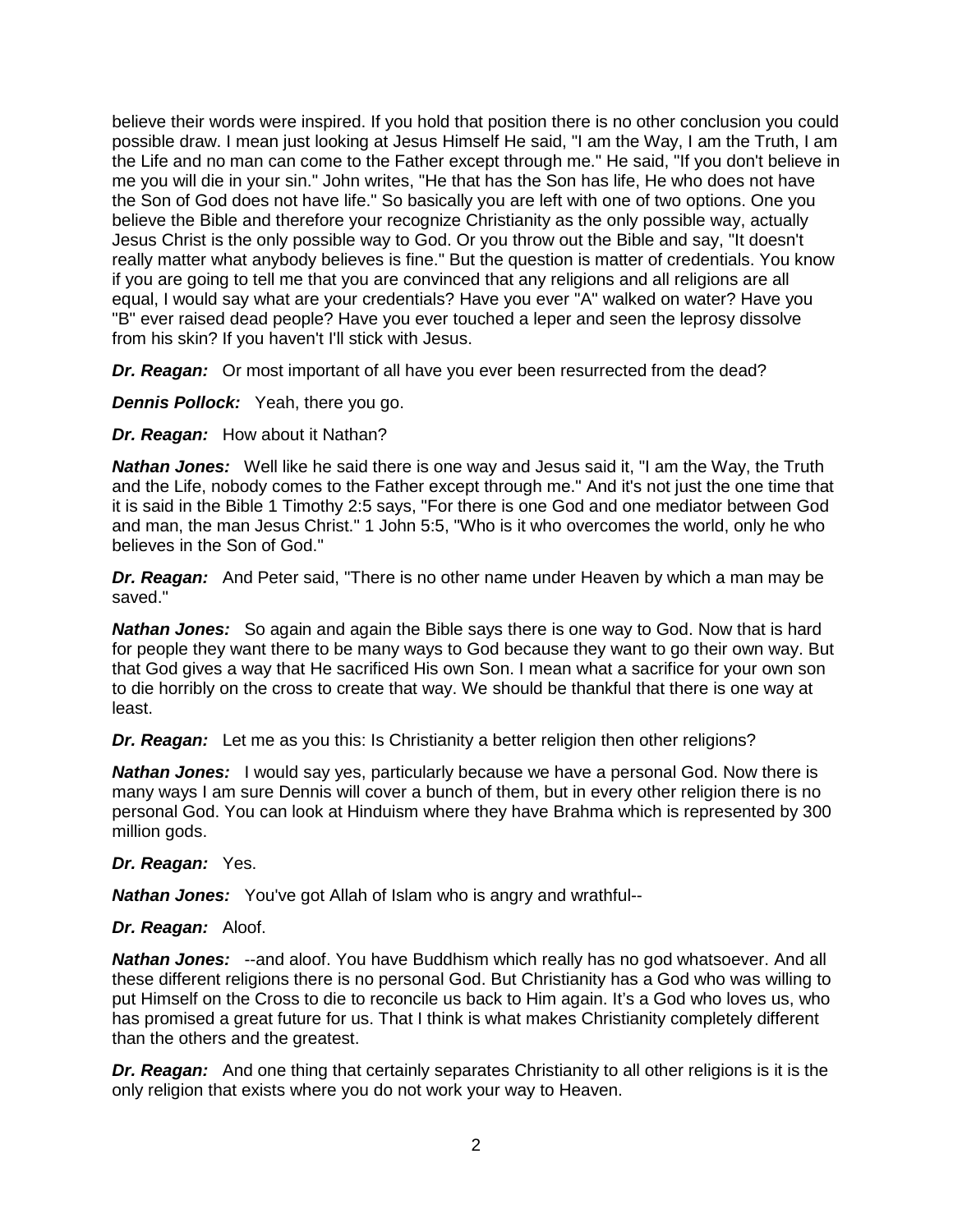believe their words were inspired. If you hold that position there is no other conclusion you could possible draw. I mean just looking at Jesus Himself He said, "I am the Way, I am the Truth, I am the Life and no man can come to the Father except through me." He said, "If you don't believe in me you will die in your sin." John writes, "He that has the Son has life, He who does not have the Son of God does not have life." So basically you are left with one of two options. One you believe the Bible and therefore your recognize Christianity as the only possible way, actually Jesus Christ is the only possible way to God. Or you throw out the Bible and say, "It doesn't really matter what anybody believes is fine." But the question is matter of credentials. You know if you are going to tell me that you are convinced that any religions and all religions are all equal, I would say what are your credentials? Have you ever "A" walked on water? Have you "B" ever raised dead people? Have you ever touched a leper and seen the leprosy dissolve from his skin? If you haven't I'll stick with Jesus.

***Dr. Reagan:*** Or most important of all have you ever been resurrected from the dead?

***Dennis Pollock:*** Yeah, there you go.

***Dr. Reagan:*** How about it Nathan?

***Nathan Jones:*** Well like he said there is one way and Jesus said it, "I am the Way, the Truth and the Life, nobody comes to the Father except through me." And it's not just the one time that it is said in the Bible 1 Timothy 2:5 says, "For there is one God and one mediator between God and man, the man Jesus Christ." 1 John 5:5, "Who is it who overcomes the world, only he who believes in the Son of God."

***Dr. Reagan:*** And Peter said, "There is no other name under Heaven by which a man may be saved."

***Nathan Jones:*** So again and again the Bible says there is one way to God. Now that is hard for people they want there to be many ways to God because they want to go their own way. But that God gives a way that He sacrificed His own Son. I mean what a sacrifice for your own son to die horribly on the cross to create that way. We should be thankful that there is one way at least.

***Dr. Reagan:*** Let me as you this: Is Christianity a better religion then other religions?

***Nathan Jones:*** I would say yes, particularly because we have a personal God. Now there is many ways I am sure Dennis will cover a bunch of them, but in every other religion there is no personal God. You can look at Hinduism where they have Brahma which is represented by 300 million gods.

***Dr. Reagan:*** Yes.

***Nathan Jones:*** You've got Allah of Islam who is angry and wrathful--

***Dr. Reagan:*** Aloof.

***Nathan Jones:*** --and aloof. You have Buddhism which really has no god whatsoever. And all these different religions there is no personal God. But Christianity has a God who was willing to put Himself on the Cross to die to reconcile us back to Him again. It's a God who loves us, who has promised a great future for us. That I think is what makes Christianity completely different than the others and the greatest.

***Dr. Reagan:*** And one thing that certainly separates Christianity to all other religions is it is the only religion that exists where you do not work your way to Heaven.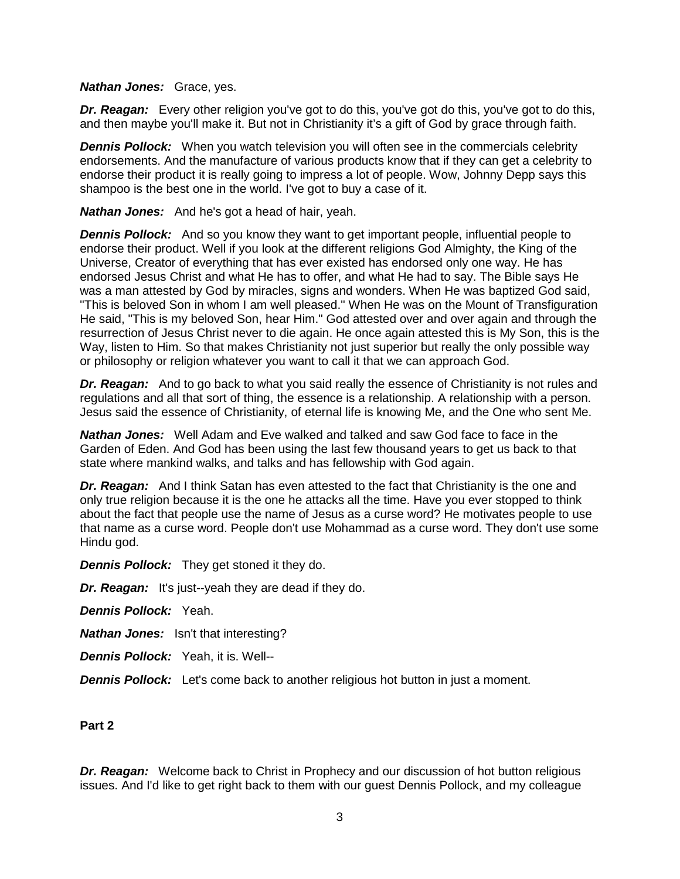***Nathan Jones:*** Grace, yes.

***Dr. Reagan:*** Every other religion you've got to do this, you've got do this, you've got to do this, and then maybe you'll make it. But not in Christianity it's a gift of God by grace through faith.

***Dennis Pollock:*** When you watch television you will often see in the commercials celebrity endorsements. And the manufacture of various products know that if they can get a celebrity to endorse their product it is really going to impress a lot of people. Wow, Johnny Depp says this shampoo is the best one in the world. I've got to buy a case of it.

***Nathan Jones:*** And he's got a head of hair, yeah.

***Dennis Pollock:*** And so you know they want to get important people, influential people to endorse their product. Well if you look at the different religions God Almighty, the King of the Universe, Creator of everything that has ever existed has endorsed only one way. He has endorsed Jesus Christ and what He has to offer, and what He had to say. The Bible says He was a man attested by God by miracles, signs and wonders. When He was baptized God said, "This is beloved Son in whom I am well pleased." When He was on the Mount of Transfiguration He said, "This is my beloved Son, hear Him." God attested over and over again and through the resurrection of Jesus Christ never to die again. He once again attested this is My Son, this is the Way, listen to Him. So that makes Christianity not just superior but really the only possible way or philosophy or religion whatever you want to call it that we can approach God.

***Dr. Reagan:*** And to go back to what you said really the essence of Christianity is not rules and regulations and all that sort of thing, the essence is a relationship. A relationship with a person. Jesus said the essence of Christianity, of eternal life is knowing Me, and the One who sent Me.

***Nathan Jones:*** Well Adam and Eve walked and talked and saw God face to face in the Garden of Eden. And God has been using the last few thousand years to get us back to that state where mankind walks, and talks and has fellowship with God again.

***Dr. Reagan:*** And I think Satan has even attested to the fact that Christianity is the one and only true religion because it is the one he attacks all the time. Have you ever stopped to think about the fact that people use the name of Jesus as a curse word? He motivates people to use that name as a curse word. People don't use Mohammad as a curse word. They don't use some Hindu god.

***Dennis Pollock:*** They get stoned it they do.

***Dr. Reagan:*** It's just--yeah they are dead if they do.

***Dennis Pollock:*** Yeah.

***Nathan Jones:*** Isn't that interesting?

***Dennis Pollock:*** Yeah, it is. Well--

***Dennis Pollock:*** Let's come back to another religious hot button in just a moment.

**Part 2**

***Dr. Reagan:*** Welcome back to Christ in Prophecy and our discussion of hot button religious issues. And I'd like to get right back to them with our guest Dennis Pollock, and my colleague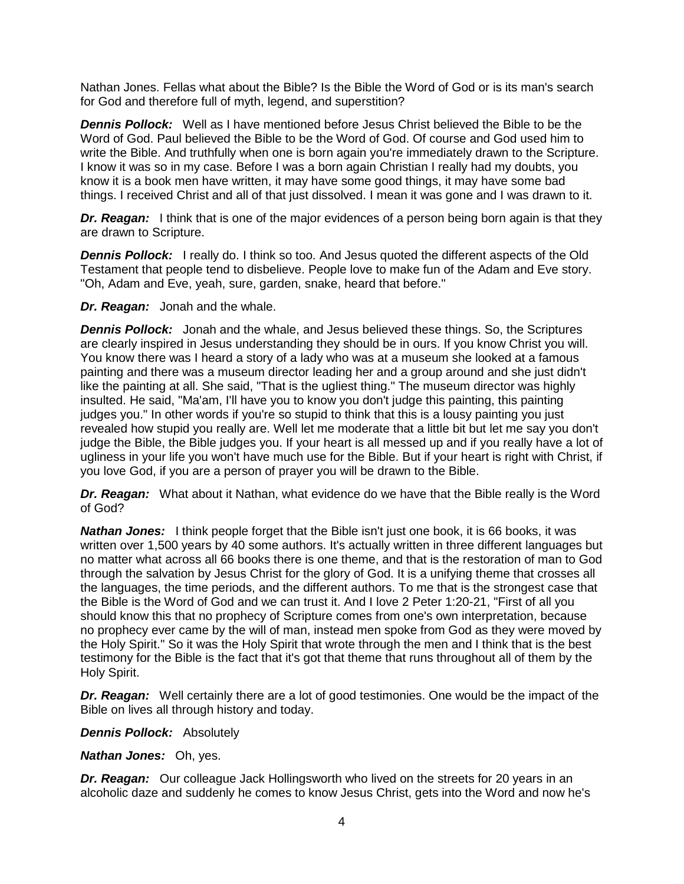Nathan Jones. Fellas what about the Bible? Is the Bible the Word of God or is its man's search for God and therefore full of myth, legend, and superstition?

***Dennis Pollock:*** Well as I have mentioned before Jesus Christ believed the Bible to be the Word of God. Paul believed the Bible to be the Word of God. Of course and God used him to write the Bible. And truthfully when one is born again you're immediately drawn to the Scripture. I know it was so in my case. Before I was a born again Christian I really had my doubts, you know it is a book men have written, it may have some good things, it may have some bad things. I received Christ and all of that just dissolved. I mean it was gone and I was drawn to it.

***Dr. Reagan:*** I think that is one of the major evidences of a person being born again is that they are drawn to Scripture.

***Dennis Pollock:*** I really do. I think so too. And Jesus quoted the different aspects of the Old Testament that people tend to disbelieve. People love to make fun of the Adam and Eve story. "Oh, Adam and Eve, yeah, sure, garden, snake, heard that before."

***Dr. Reagan:*** Jonah and the whale.

***Dennis Pollock:*** Jonah and the whale, and Jesus believed these things. So, the Scriptures are clearly inspired in Jesus understanding they should be in ours. If you know Christ you will. You know there was I heard a story of a lady who was at a museum she looked at a famous painting and there was a museum director leading her and a group around and she just didn't like the painting at all. She said, "That is the ugliest thing." The museum director was highly insulted. He said, "Ma'am, I'll have you to know you don't judge this painting, this painting judges you." In other words if you're so stupid to think that this is a lousy painting you just revealed how stupid you really are. Well let me moderate that a little bit but let me say you don't judge the Bible, the Bible judges you. If your heart is all messed up and if you really have a lot of ugliness in your life you won't have much use for the Bible. But if your heart is right with Christ, if you love God, if you are a person of prayer you will be drawn to the Bible.

***Dr. Reagan:*** What about it Nathan, what evidence do we have that the Bible really is the Word of God?

***Nathan Jones:*** I think people forget that the Bible isn't just one book, it is 66 books, it was written over 1,500 years by 40 some authors. It's actually written in three different languages but no matter what across all 66 books there is one theme, and that is the restoration of man to God through the salvation by Jesus Christ for the glory of God. It is a unifying theme that crosses all the languages, the time periods, and the different authors. To me that is the strongest case that the Bible is the Word of God and we can trust it. And I love 2 Peter 1:20-21, "First of all you should know this that no prophecy of Scripture comes from one's own interpretation, because no prophecy ever came by the will of man, instead men spoke from God as they were moved by the Holy Spirit." So it was the Holy Spirit that wrote through the men and I think that is the best testimony for the Bible is the fact that it's got that theme that runs throughout all of them by the Holy Spirit.

***Dr. Reagan:*** Well certainly there are a lot of good testimonies. One would be the impact of the Bible on lives all through history and today.

***Dennis Pollock:*** Absolutely

***Nathan Jones:*** Oh, yes.

***Dr. Reagan:*** Our colleague Jack Hollingsworth who lived on the streets for 20 years in an alcoholic daze and suddenly he comes to know Jesus Christ, gets into the Word and now he's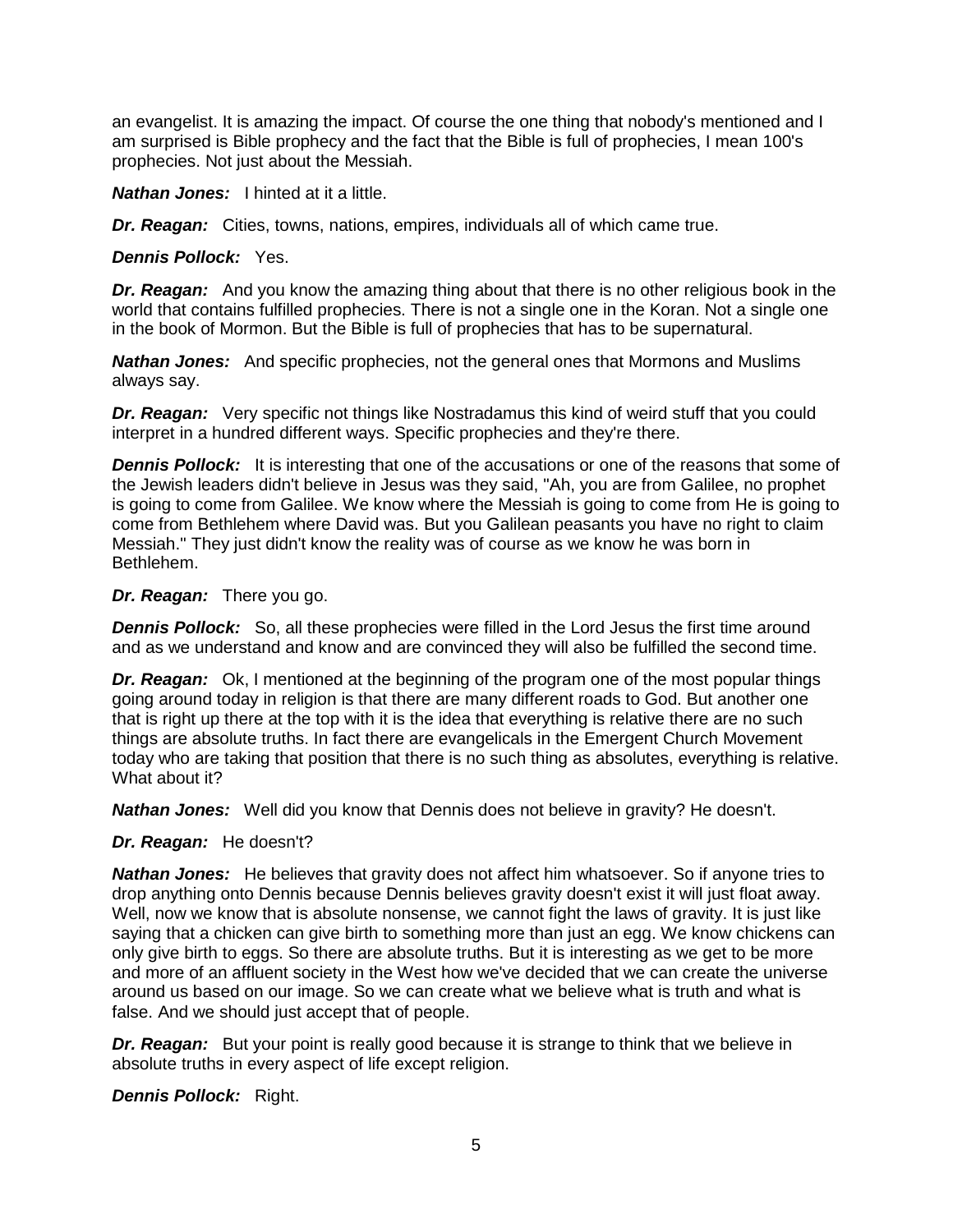an evangelist. It is amazing the impact. Of course the one thing that nobody's mentioned and I am surprised is Bible prophecy and the fact that the Bible is full of prophecies, I mean 100's prophecies. Not just about the Messiah.

***Nathan Jones:*** I hinted at it a little.

***Dr. Reagan:*** Cities, towns, nations, empires, individuals all of which came true.

***Dennis Pollock:*** Yes.

***Dr. Reagan:*** And you know the amazing thing about that there is no other religious book in the world that contains fulfilled prophecies. There is not a single one in the Koran. Not a single one in the book of Mormon. But the Bible is full of prophecies that has to be supernatural.

***Nathan Jones:*** And specific prophecies, not the general ones that Mormons and Muslims always say.

***Dr. Reagan:*** Very specific not things like Nostradamus this kind of weird stuff that you could interpret in a hundred different ways. Specific prophecies and they're there.

***Dennis Pollock:*** It is interesting that one of the accusations or one of the reasons that some of the Jewish leaders didn't believe in Jesus was they said, "Ah, you are from Galilee, no prophet is going to come from Galilee. We know where the Messiah is going to come from He is going to come from Bethlehem where David was. But you Galilean peasants you have no right to claim Messiah." They just didn't know the reality was of course as we know he was born in Bethlehem.

***Dr. Reagan:*** There you go.

***Dennis Pollock:*** So, all these prophecies were filled in the Lord Jesus the first time around and as we understand and know and are convinced they will also be fulfilled the second time.

***Dr. Reagan:*** Ok, I mentioned at the beginning of the program one of the most popular things going around today in religion is that there are many different roads to God. But another one that is right up there at the top with it is the idea that everything is relative there are no such things are absolute truths. In fact there are evangelicals in the Emergent Church Movement today who are taking that position that there is no such thing as absolutes, everything is relative. What about it?

***Nathan Jones:*** Well did you know that Dennis does not believe in gravity? He doesn't.

***Dr. Reagan:*** He doesn't?

***Nathan Jones:*** He believes that gravity does not affect him whatsoever. So if anyone tries to drop anything onto Dennis because Dennis believes gravity doesn't exist it will just float away. Well, now we know that is absolute nonsense, we cannot fight the laws of gravity. It is just like saying that a chicken can give birth to something more than just an egg. We know chickens can only give birth to eggs. So there are absolute truths. But it is interesting as we get to be more and more of an affluent society in the West how we've decided that we can create the universe around us based on our image. So we can create what we believe what is truth and what is false. And we should just accept that of people.

***Dr. Reagan:*** But your point is really good because it is strange to think that we believe in absolute truths in every aspect of life except religion.

***Dennis Pollock:*** Right.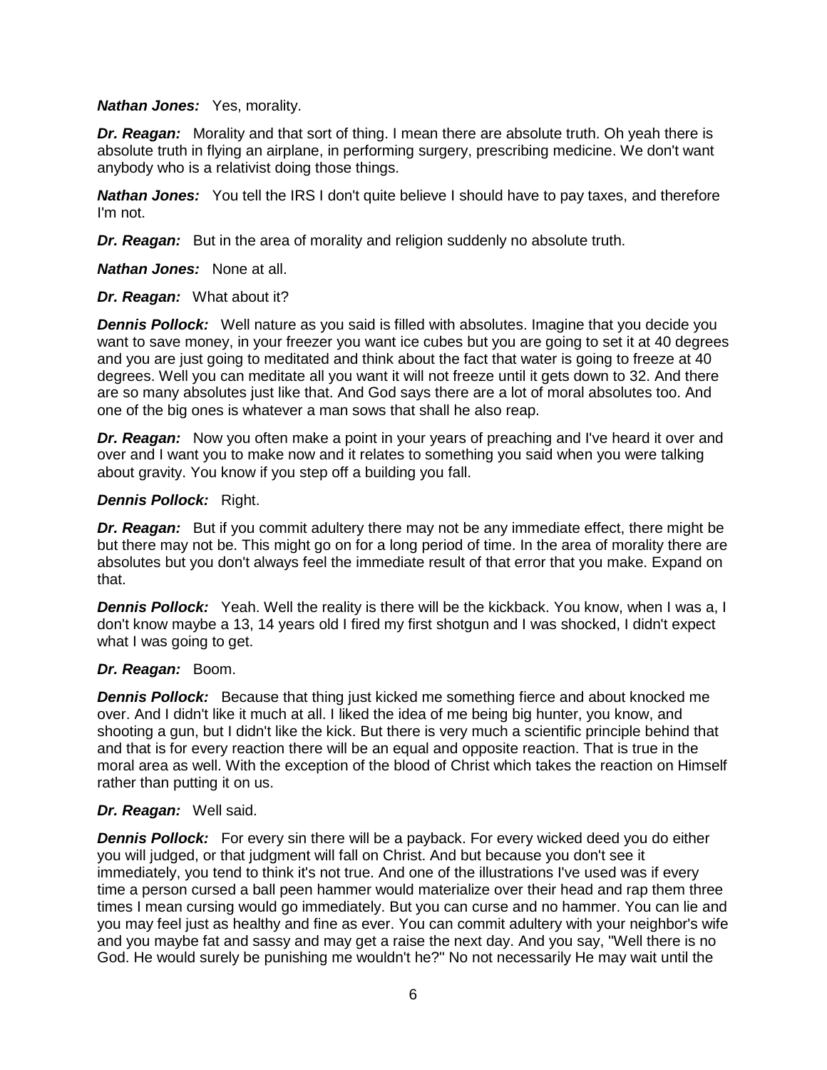***Nathan Jones:*** Yes, morality.

***Dr. Reagan:*** Morality and that sort of thing. I mean there are absolute truth. Oh yeah there is absolute truth in flying an airplane, in performing surgery, prescribing medicine. We don't want anybody who is a relativist doing those things.

***Nathan Jones:*** You tell the IRS I don't quite believe I should have to pay taxes, and therefore I'm not.

***Dr. Reagan:*** But in the area of morality and religion suddenly no absolute truth.

***Nathan Jones:*** None at all.

***Dr. Reagan:*** What about it?

***Dennis Pollock:*** Well nature as you said is filled with absolutes. Imagine that you decide you want to save money, in your freezer you want ice cubes but you are going to set it at 40 degrees and you are just going to meditated and think about the fact that water is going to freeze at 40 degrees. Well you can meditate all you want it will not freeze until it gets down to 32. And there are so many absolutes just like that. And God says there are a lot of moral absolutes too. And one of the big ones is whatever a man sows that shall he also reap.

***Dr. Reagan:*** Now you often make a point in your years of preaching and I've heard it over and over and I want you to make now and it relates to something you said when you were talking about gravity. You know if you step off a building you fall.

***Dennis Pollock:*** Right.

***Dr. Reagan:*** But if you commit adultery there may not be any immediate effect, there might be but there may not be. This might go on for a long period of time. In the area of morality there are absolutes but you don't always feel the immediate result of that error that you make. Expand on that.

***Dennis Pollock:*** Yeah. Well the reality is there will be the kickback. You know, when I was a, I don't know maybe a 13, 14 years old I fired my first shotgun and I was shocked, I didn't expect what I was going to get.

***Dr. Reagan:*** Boom.

***Dennis Pollock:*** Because that thing just kicked me something fierce and about knocked me over. And I didn't like it much at all. I liked the idea of me being big hunter, you know, and shooting a gun, but I didn't like the kick. But there is very much a scientific principle behind that and that is for every reaction there will be an equal and opposite reaction. That is true in the moral area as well. With the exception of the blood of Christ which takes the reaction on Himself rather than putting it on us.

***Dr. Reagan:*** Well said.

***Dennis Pollock:*** For every sin there will be a payback. For every wicked deed you do either you will judged, or that judgment will fall on Christ. And but because you don't see it immediately, you tend to think it's not true. And one of the illustrations I've used was if every time a person cursed a ball peen hammer would materialize over their head and rap them three times I mean cursing would go immediately. But you can curse and no hammer. You can lie and you may feel just as healthy and fine as ever. You can commit adultery with your neighbor's wife and you maybe fat and sassy and may get a raise the next day. And you say, "Well there is no God. He would surely be punishing me wouldn't he?" No not necessarily He may wait until the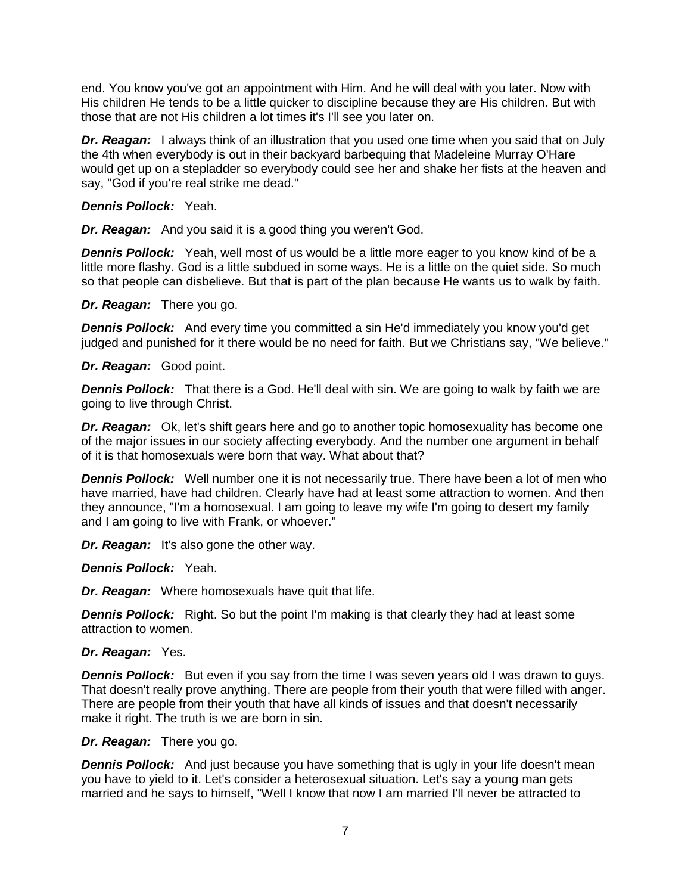end. You know you've got an appointment with Him. And he will deal with you later. Now with His children He tends to be a little quicker to discipline because they are His children. But with those that are not His children a lot times it's I'll see you later on.

***Dr. Reagan:*** I always think of an illustration that you used one time when you said that on July the 4th when everybody is out in their backyard barbequing that Madeleine Murray O'Hare would get up on a stepladder so everybody could see her and shake her fists at the heaven and say, "God if you're real strike me dead."

***Dennis Pollock:*** Yeah.

***Dr. Reagan:*** And you said it is a good thing you weren't God.

***Dennis Pollock:*** Yeah, well most of us would be a little more eager to you know kind of be a little more flashy. God is a little subdued in some ways. He is a little on the quiet side. So much so that people can disbelieve. But that is part of the plan because He wants us to walk by faith.

***Dr. Reagan:*** There you go.

***Dennis Pollock:*** And every time you committed a sin He'd immediately you know you'd get judged and punished for it there would be no need for faith. But we Christians say, "We believe."

***Dr. Reagan:*** Good point.

***Dennis Pollock:*** That there is a God. He'll deal with sin. We are going to walk by faith we are going to live through Christ.

***Dr. Reagan:*** Ok, let's shift gears here and go to another topic homosexuality has become one of the major issues in our society affecting everybody. And the number one argument in behalf of it is that homosexuals were born that way. What about that?

***Dennis Pollock:*** Well number one it is not necessarily true. There have been a lot of men who have married, have had children. Clearly have had at least some attraction to women. And then they announce, "I'm a homosexual. I am going to leave my wife I'm going to desert my family and I am going to live with Frank, or whoever."

***Dr. Reagan:*** It's also gone the other way.

***Dennis Pollock:*** Yeah.

***Dr. Reagan:*** Where homosexuals have quit that life.

***Dennis Pollock:*** Right. So but the point I'm making is that clearly they had at least some attraction to women.

***Dr. Reagan:*** Yes.

***Dennis Pollock:*** But even if you say from the time I was seven years old I was drawn to guys. That doesn't really prove anything. There are people from their youth that were filled with anger. There are people from their youth that have all kinds of issues and that doesn't necessarily make it right. The truth is we are born in sin.

***Dr. Reagan:*** There you go.

***Dennis Pollock:*** And just because you have something that is ugly in your life doesn't mean you have to yield to it. Let's consider a heterosexual situation. Let's say a young man gets married and he says to himself, "Well I know that now I am married I'll never be attracted to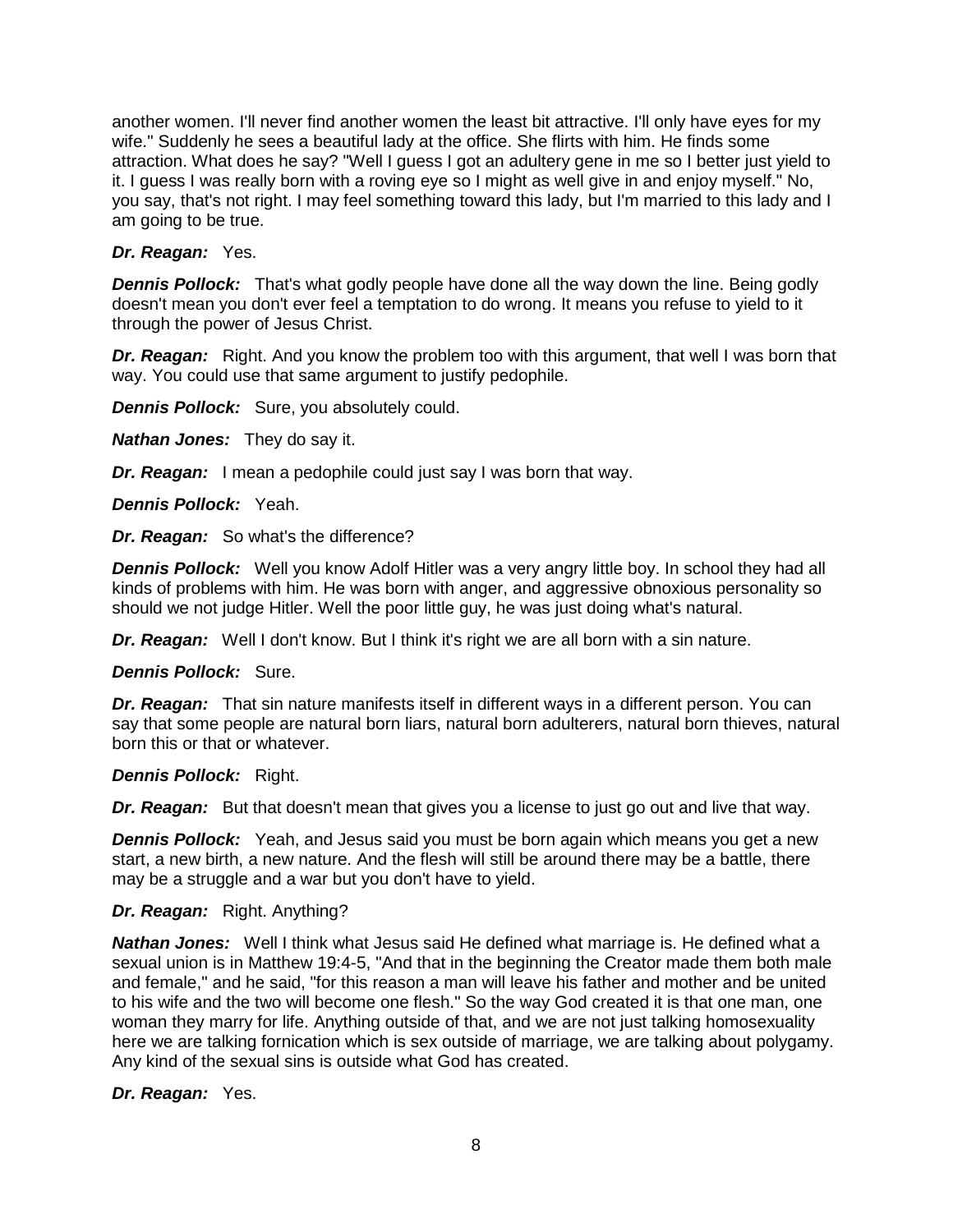another women. I'll never find another women the least bit attractive. I'll only have eyes for my wife." Suddenly he sees a beautiful lady at the office. She flirts with him. He finds some attraction. What does he say? "Well I guess I got an adultery gene in me so I better just yield to it. I guess I was really born with a roving eye so I might as well give in and enjoy myself." No, you say, that's not right. I may feel something toward this lady, but I'm married to this lady and I am going to be true.

***Dr. Reagan:*** Yes.

***Dennis Pollock:*** That's what godly people have done all the way down the line. Being godly doesn't mean you don't ever feel a temptation to do wrong. It means you refuse to yield to it through the power of Jesus Christ.

***Dr. Reagan:*** Right. And you know the problem too with this argument, that well I was born that way. You could use that same argument to justify pedophile.

***Dennis Pollock:*** Sure, you absolutely could.

***Nathan Jones:*** They do say it.

***Dr. Reagan:*** I mean a pedophile could just say I was born that way.

***Dennis Pollock:*** Yeah.

***Dr. Reagan:*** So what's the difference?

***Dennis Pollock:*** Well you know Adolf Hitler was a very angry little boy. In school they had all kinds of problems with him. He was born with anger, and aggressive obnoxious personality so should we not judge Hitler. Well the poor little guy, he was just doing what's natural.

***Dr. Reagan:*** Well I don't know. But I think it's right we are all born with a sin nature.

***Dennis Pollock:*** Sure.

***Dr. Reagan:*** That sin nature manifests itself in different ways in a different person. You can say that some people are natural born liars, natural born adulterers, natural born thieves, natural born this or that or whatever.

***Dennis Pollock:*** Right.

***Dr. Reagan:*** But that doesn't mean that gives you a license to just go out and live that way.

***Dennis Pollock:*** Yeah, and Jesus said you must be born again which means you get a new start, a new birth, a new nature. And the flesh will still be around there may be a battle, there may be a struggle and a war but you don't have to yield.

***Dr. Reagan:*** Right. Anything?

***Nathan Jones:*** Well I think what Jesus said He defined what marriage is. He defined what a sexual union is in Matthew 19:4-5, "And that in the beginning the Creator made them both male and female," and he said, "for this reason a man will leave his father and mother and be united to his wife and the two will become one flesh." So the way God created it is that one man, one woman they marry for life. Anything outside of that, and we are not just talking homosexuality here we are talking fornication which is sex outside of marriage, we are talking about polygamy. Any kind of the sexual sins is outside what God has created.

***Dr. Reagan:*** Yes.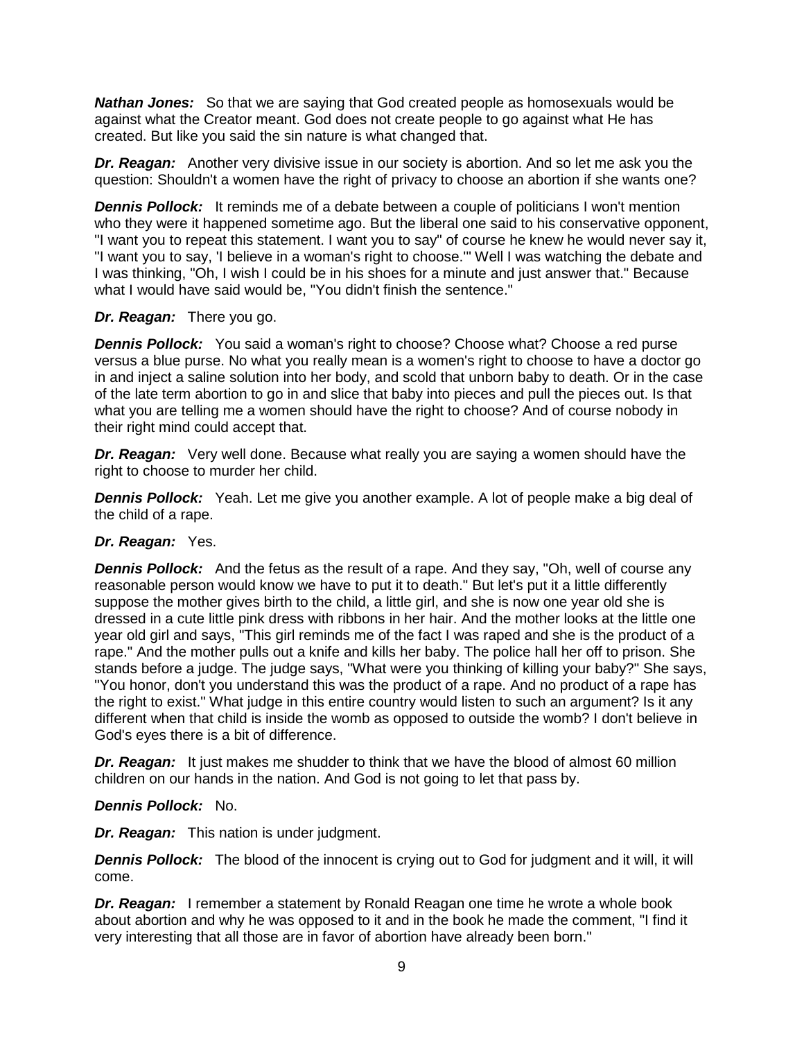***Nathan Jones:*** So that we are saying that God created people as homosexuals would be against what the Creator meant. God does not create people to go against what He has created. But like you said the sin nature is what changed that.

***Dr. Reagan:*** Another very divisive issue in our society is abortion. And so let me ask you the question: Shouldn't a women have the right of privacy to choose an abortion if she wants one?

***Dennis Pollock:*** It reminds me of a debate between a couple of politicians I won't mention who they were it happened sometime ago. But the liberal one said to his conservative opponent, "I want you to repeat this statement. I want you to say" of course he knew he would never say it, "I want you to say, 'I believe in a woman's right to choose.'" Well I was watching the debate and I was thinking, "Oh, I wish I could be in his shoes for a minute and just answer that." Because what I would have said would be, "You didn't finish the sentence."

***Dr. Reagan:*** There you go.

***Dennis Pollock:*** You said a woman's right to choose? Choose what? Choose a red purse versus a blue purse. No what you really mean is a women's right to choose to have a doctor go in and inject a saline solution into her body, and scold that unborn baby to death. Or in the case of the late term abortion to go in and slice that baby into pieces and pull the pieces out. Is that what you are telling me a women should have the right to choose? And of course nobody in their right mind could accept that.

***Dr. Reagan:*** Very well done. Because what really you are saying a women should have the right to choose to murder her child.

***Dennis Pollock:*** Yeah. Let me give you another example. A lot of people make a big deal of the child of a rape.

***Dr. Reagan:*** Yes.

***Dennis Pollock:*** And the fetus as the result of a rape. And they say, "Oh, well of course any reasonable person would know we have to put it to death." But let's put it a little differently suppose the mother gives birth to the child, a little girl, and she is now one year old she is dressed in a cute little pink dress with ribbons in her hair. And the mother looks at the little one year old girl and says, "This girl reminds me of the fact I was raped and she is the product of a rape." And the mother pulls out a knife and kills her baby. The police hall her off to prison. She stands before a judge. The judge says, "What were you thinking of killing your baby?" She says, "You honor, don't you understand this was the product of a rape. And no product of a rape has the right to exist." What judge in this entire country would listen to such an argument? Is it any different when that child is inside the womb as opposed to outside the womb? I don't believe in God's eyes there is a bit of difference.

***Dr. Reagan:*** It just makes me shudder to think that we have the blood of almost 60 million children on our hands in the nation. And God is not going to let that pass by.

***Dennis Pollock:*** No.

***Dr. Reagan:*** This nation is under judgment.

***Dennis Pollock:*** The blood of the innocent is crying out to God for judgment and it will, it will come.

***Dr. Reagan:*** I remember a statement by Ronald Reagan one time he wrote a whole book about abortion and why he was opposed to it and in the book he made the comment, "I find it very interesting that all those are in favor of abortion have already been born."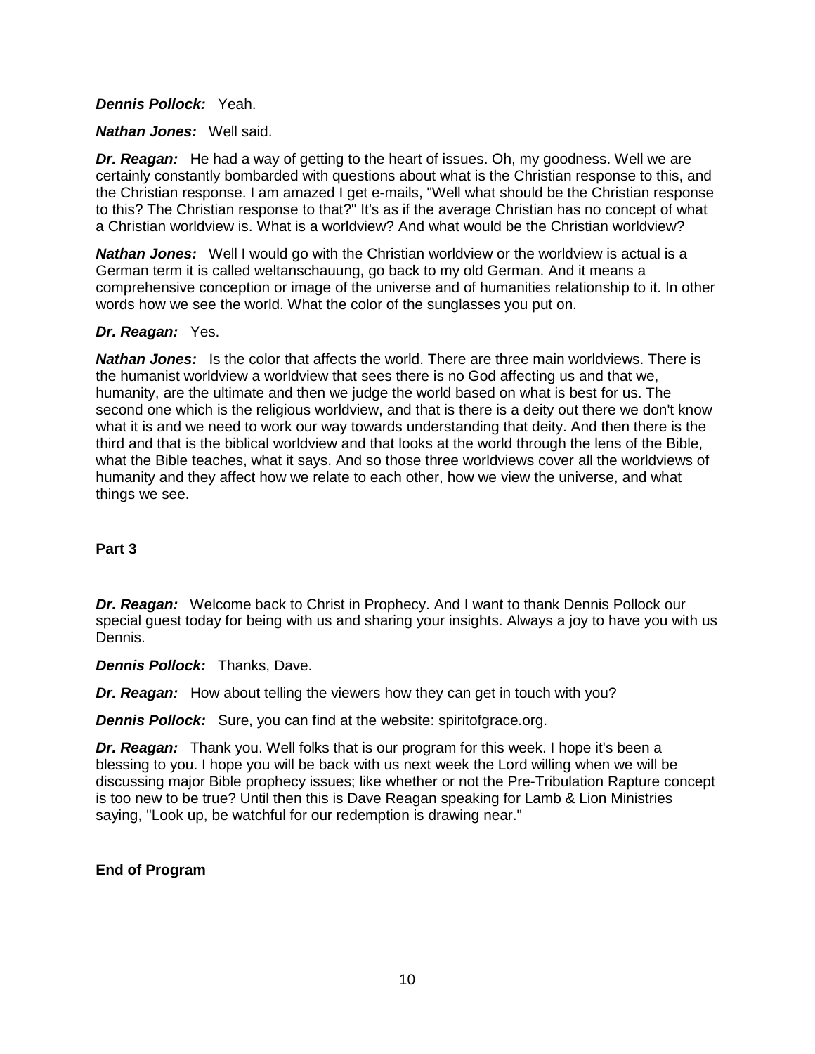***Dennis Pollock:*** Yeah.

***Nathan Jones:*** Well said.

***Dr. Reagan:*** He had a way of getting to the heart of issues. Oh, my goodness. Well we are certainly constantly bombarded with questions about what is the Christian response to this, and the Christian response. I am amazed I get e-mails, "Well what should be the Christian response to this? The Christian response to that?" It's as if the average Christian has no concept of what a Christian worldview is. What is a worldview? And what would be the Christian worldview?

***Nathan Jones:*** Well I would go with the Christian worldview or the worldview is actual is a German term it is called weltanschauung, go back to my old German. And it means a comprehensive conception or image of the universe and of humanities relationship to it. In other words how we see the world. What the color of the sunglasses you put on.

***Dr. Reagan:*** Yes.

***Nathan Jones:*** Is the color that affects the world. There are three main worldviews. There is the humanist worldview a worldview that sees there is no God affecting us and that we, humanity, are the ultimate and then we judge the world based on what is best for us. The second one which is the religious worldview, and that is there is a deity out there we don't know what it is and we need to work our way towards understanding that deity. And then there is the third and that is the biblical worldview and that looks at the world through the lens of the Bible, what the Bible teaches, what it says. And so those three worldviews cover all the worldviews of humanity and they affect how we relate to each other, how we view the universe, and what things we see.

**Part 3**

***Dr. Reagan:*** Welcome back to Christ in Prophecy. And I want to thank Dennis Pollock our special guest today for being with us and sharing your insights. Always a joy to have you with us Dennis.

***Dennis Pollock:*** Thanks, Dave.

***Dr. Reagan:*** How about telling the viewers how they can get in touch with you?

***Dennis Pollock:*** Sure, you can find at the website: spiritofgrace.org.

***Dr. Reagan:*** Thank you. Well folks that is our program for this week. I hope it's been a blessing to you. I hope you will be back with us next week the Lord willing when we will be discussing major Bible prophecy issues; like whether or not the Pre-Tribulation Rapture concept is too new to be true? Until then this is Dave Reagan speaking for Lamb & Lion Ministries saying, "Look up, be watchful for our redemption is drawing near."

**End of Program**